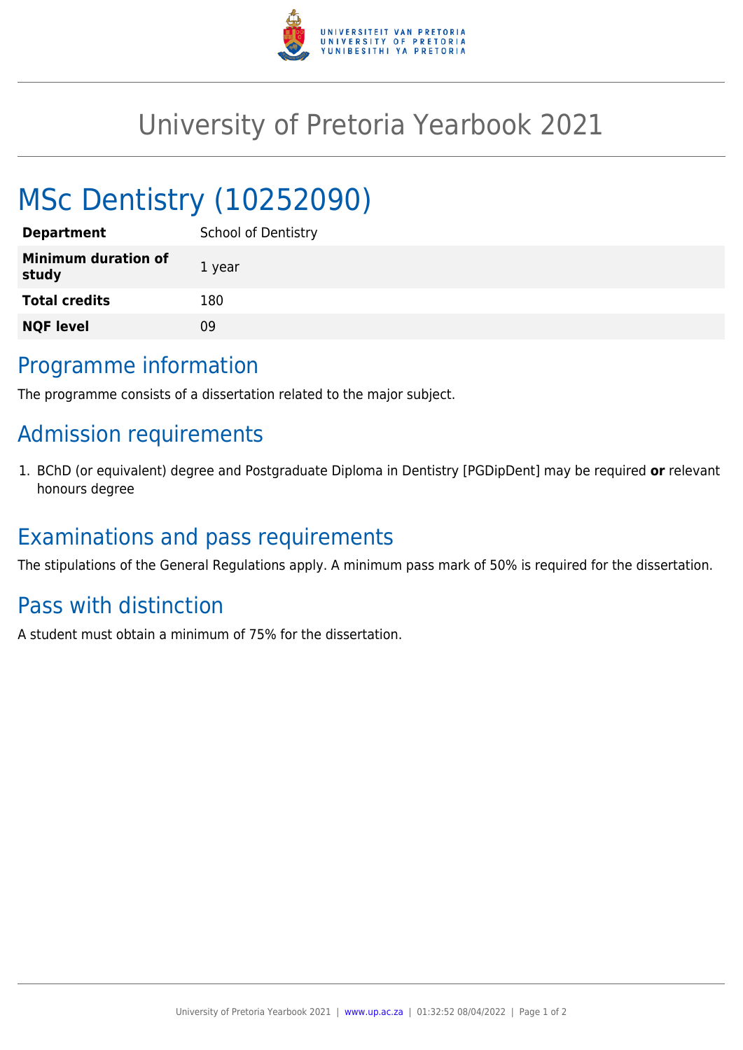# University of Pretoria Yearbook 2021

# MSc Dentistry (10252090)

| | |
|---|---|
| **Department** | School of Dentistry |
| **Minimum duration of study** | 1 year |
| **Total credits** | 180 |
| **NQF level** | 09 |

## Programme information

The programme consists of a dissertation related to the major subject.

## Admission requirements

1. BChD (or equivalent) degree and Postgraduate Diploma in Dentistry [PGDipDent] may be required **or** relevant honours degree

## Examinations and pass requirements

The stipulations of the General Regulations apply. A minimum pass mark of 50% is required for the dissertation.

## Pass with distinction

A student must obtain a minimum of 75% for the dissertation.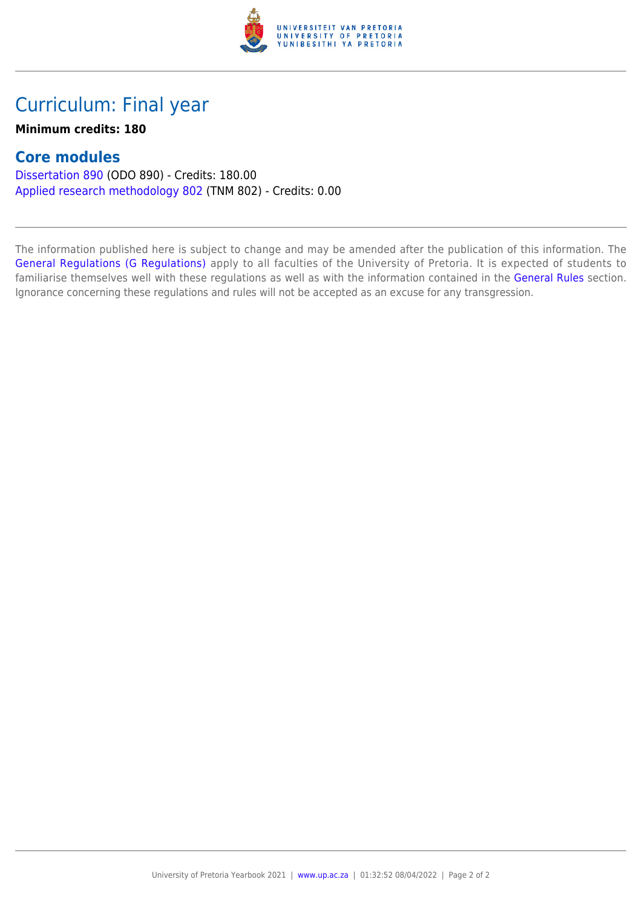## Curriculum: Final year

**Minimum credits: 180**

### Core modules

Dissertation 890 (ODO 890) - Credits: 180.00
Applied research methodology 802 (TNM 802) - Credits: 0.00

The information published here is subject to change and may be amended after the publication of this information. The General Regulations (G Regulations) apply to all faculties of the University of Pretoria. It is expected of students to familiarise themselves well with these regulations as well as with the information contained in the General Rules section. Ignorance concerning these regulations and rules will not be accepted as an excuse for any transgression.